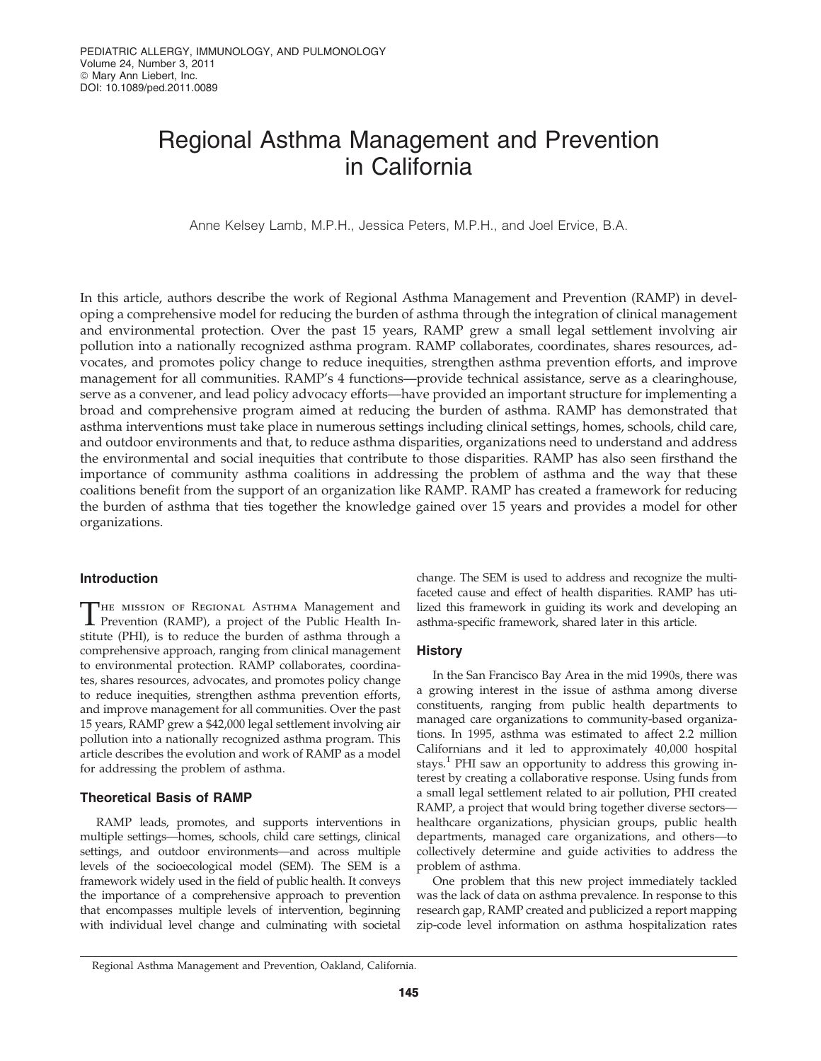# Regional Asthma Management and Prevention in California

Anne Kelsey Lamb, M.P.H., Jessica Peters, M.P.H., and Joel Ervice, B.A.

In this article, authors describe the work of Regional Asthma Management and Prevention (RAMP) in developing a comprehensive model for reducing the burden of asthma through the integration of clinical management and environmental protection. Over the past 15 years, RAMP grew a small legal settlement involving air pollution into a nationally recognized asthma program. RAMP collaborates, coordinates, shares resources, advocates, and promotes policy change to reduce inequities, strengthen asthma prevention efforts, and improve management for all communities. RAMP's 4 functions—provide technical assistance, serve as a clearinghouse, serve as a convener, and lead policy advocacy efforts—have provided an important structure for implementing a broad and comprehensive program aimed at reducing the burden of asthma. RAMP has demonstrated that asthma interventions must take place in numerous settings including clinical settings, homes, schools, child care, and outdoor environments and that, to reduce asthma disparities, organizations need to understand and address the environmental and social inequities that contribute to those disparities. RAMP has also seen firsthand the importance of community asthma coalitions in addressing the problem of asthma and the way that these coalitions benefit from the support of an organization like RAMP. RAMP has created a framework for reducing the burden of asthma that ties together the knowledge gained over 15 years and provides a model for other organizations.

## Introduction

The mission of Regional Asthma Management and Prevention (RAMP), a project of the Public Health Institute (PHI), is to reduce the burden of asthma through a comprehensive approach, ranging from clinical management to environmental protection. RAMP collaborates, coordinates, shares resources, advocates, and promotes policy change to reduce inequities, strengthen asthma prevention efforts, and improve management for all communities. Over the past 15 years, RAMP grew a $42,000 legal settlement involving air pollution into a nationally recognized asthma program. This article describes the evolution and work of RAMP as a model for addressing the problem of asthma.

## Theoretical Basis of RAMP

RAMP leads, promotes, and supports interventions in multiple settings—homes, schools, child care settings, clinical settings, and outdoor environments—and across multiple levels of the socioecological model (SEM). The SEM is a framework widely used in the field of public health. It conveys the importance of a comprehensive approach to prevention that encompasses multiple levels of intervention, beginning with individual level change and culminating with societal change. The SEM is used to address and recognize the multifaceted cause and effect of health disparities. RAMP has utilized this framework in guiding its work and developing an asthma-specific framework, shared later in this article.

## History

In the San Francisco Bay Area in the mid 1990s, there was a growing interest in the issue of asthma among diverse constituents, ranging from public health departments to managed care organizations to community-based organizations. In 1995, asthma was estimated to affect 2.2 million Californians and it led to approximately 40,000 hospital stays.[1] PHI saw an opportunity to address this growing interest by creating a collaborative response. Using funds from a small legal settlement related to air pollution, PHI created RAMP, a project that would bring together diverse sectors—healthcare organizations, physician groups, public health departments, managed care organizations, and others—to collectively determine and guide activities to address the problem of asthma.

One problem that this new project immediately tackled was the lack of data on asthma prevalence. In response to this research gap, RAMP created and publicized a report mapping zip-code level information on asthma hospitalization rates

Regional Asthma Management and Prevention, Oakland, California.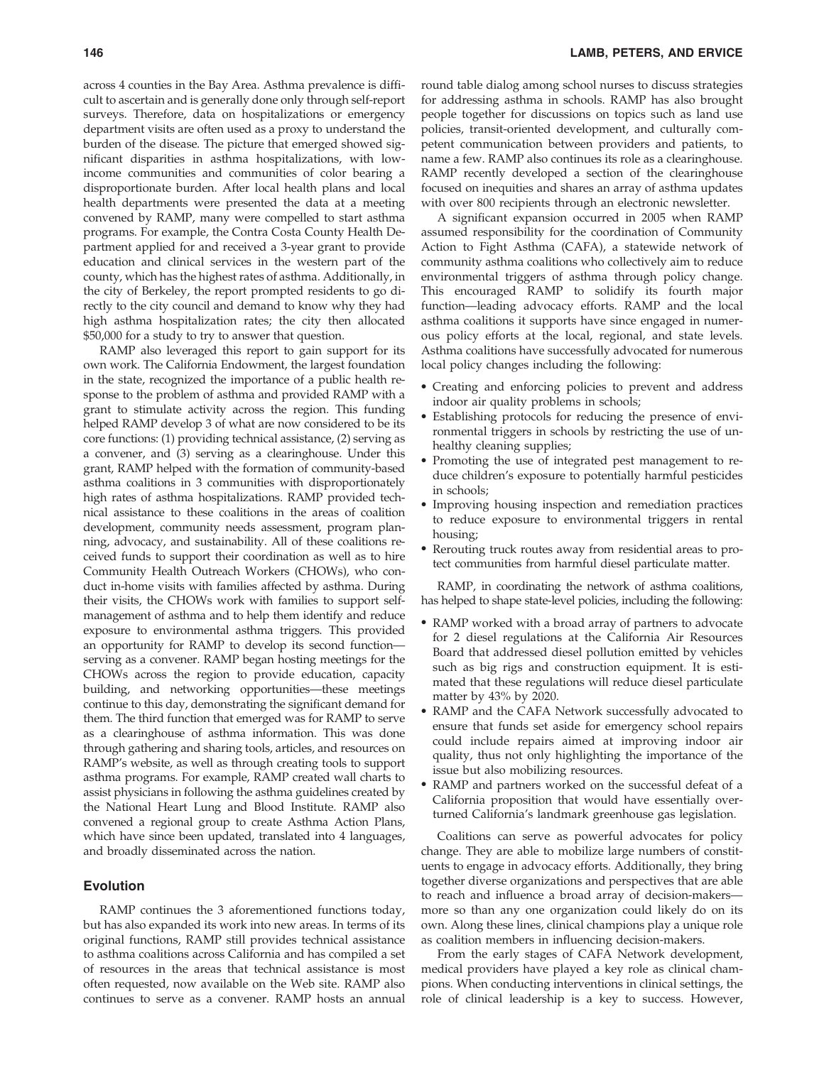across 4 counties in the Bay Area. Asthma prevalence is difficult to ascertain and is generally done only through self-report surveys. Therefore, data on hospitalizations or emergency department visits are often used as a proxy to understand the burden of the disease. The picture that emerged showed significant disparities in asthma hospitalizations, with low-income communities and communities of color bearing a disproportionate burden. After local health plans and local health departments were presented the data at a meeting convened by RAMP, many were compelled to start asthma programs. For example, the Contra Costa County Health Department applied for and received a 3-year grant to provide education and clinical services in the western part of the county, which has the highest rates of asthma. Additionally, in the city of Berkeley, the report prompted residents to go directly to the city council and demand to know why they had high asthma hospitalization rates; the city then allocated $50,000 for a study to try to answer that question.

RAMP also leveraged this report to gain support for its own work. The California Endowment, the largest foundation in the state, recognized the importance of a public health response to the problem of asthma and provided RAMP with a grant to stimulate activity across the region. This funding helped RAMP develop 3 of what are now considered to be its core functions: (1) providing technical assistance, (2) serving as a convener, and (3) serving as a clearinghouse. Under this grant, RAMP helped with the formation of community-based asthma coalitions in 3 communities with disproportionately high rates of asthma hospitalizations. RAMP provided technical assistance to these coalitions in the areas of coalition development, community needs assessment, program planning, advocacy, and sustainability. All of these coalitions received funds to support their coordination as well as to hire Community Health Outreach Workers (CHOWs), who conduct in-home visits with families affected by asthma. During their visits, the CHOWs work with families to support self-management of asthma and to help them identify and reduce exposure to environmental asthma triggers. This provided an opportunity for RAMP to develop its second function—serving as a convener. RAMP began hosting meetings for the CHOWs across the region to provide education, capacity building, and networking opportunities—these meetings continue to this day, demonstrating the significant demand for them. The third function that emerged was for RAMP to serve as a clearinghouse of asthma information. This was done through gathering and sharing tools, articles, and resources on RAMP's website, as well as through creating tools to support asthma programs. For example, RAMP created wall charts to assist physicians in following the asthma guidelines created by the National Heart Lung and Blood Institute. RAMP also convened a regional group to create Asthma Action Plans, which have since been updated, translated into 4 languages, and broadly disseminated across the nation.

## Evolution

RAMP continues the 3 aforementioned functions today, but has also expanded its work into new areas. In terms of its original functions, RAMP still provides technical assistance to asthma coalitions across California and has compiled a set of resources in the areas that technical assistance is most often requested, now available on the Web site. RAMP also continues to serve as a convener. RAMP hosts an annual round table dialog among school nurses to discuss strategies for addressing asthma in schools. RAMP has also brought people together for discussions on topics such as land use policies, transit-oriented development, and culturally competent communication between providers and patients, to name a few. RAMP also continues its role as a clearinghouse. RAMP recently developed a section of the clearinghouse focused on inequities and shares an array of asthma updates with over 800 recipients through an electronic newsletter.

A significant expansion occurred in 2005 when RAMP assumed responsibility for the coordination of Community Action to Fight Asthma (CAFA), a statewide network of community asthma coalitions who collectively aim to reduce environmental triggers of asthma through policy change. This encouraged RAMP to solidify its fourth major function—leading advocacy efforts. RAMP and the local asthma coalitions it supports have since engaged in numerous policy efforts at the local, regional, and state levels. Asthma coalitions have successfully advocated for numerous local policy changes including the following:

- Creating and enforcing policies to prevent and address indoor air quality problems in schools;
- Establishing protocols for reducing the presence of environmental triggers in schools by restricting the use of unhealthy cleaning supplies;
- Promoting the use of integrated pest management to reduce children's exposure to potentially harmful pesticides in schools;
- Improving housing inspection and remediation practices to reduce exposure to environmental triggers in rental housing;
- Rerouting truck routes away from residential areas to protect communities from harmful diesel particulate matter.

RAMP, in coordinating the network of asthma coalitions, has helped to shape state-level policies, including the following:

- RAMP worked with a broad array of partners to advocate for 2 diesel regulations at the California Air Resources Board that addressed diesel pollution emitted by vehicles such as big rigs and construction equipment. It is estimated that these regulations will reduce diesel particulate matter by 43% by 2020.
- RAMP and the CAFA Network successfully advocated to ensure that funds set aside for emergency school repairs could include repairs aimed at improving indoor air quality, thus not only highlighting the importance of the issue but also mobilizing resources.
- RAMP and partners worked on the successful defeat of a California proposition that would have essentially overturned California's landmark greenhouse gas legislation.

Coalitions can serve as powerful advocates for policy change. They are able to mobilize large numbers of constituents to engage in advocacy efforts. Additionally, they bring together diverse organizations and perspectives that are able to reach and influence a broad array of decision-makers—more so than any one organization could likely do on its own. Along these lines, clinical champions play a unique role as coalition members in influencing decision-makers.

From the early stages of CAFA Network development, medical providers have played a key role as clinical champions. When conducting interventions in clinical settings, the role of clinical leadership is a key to success. However,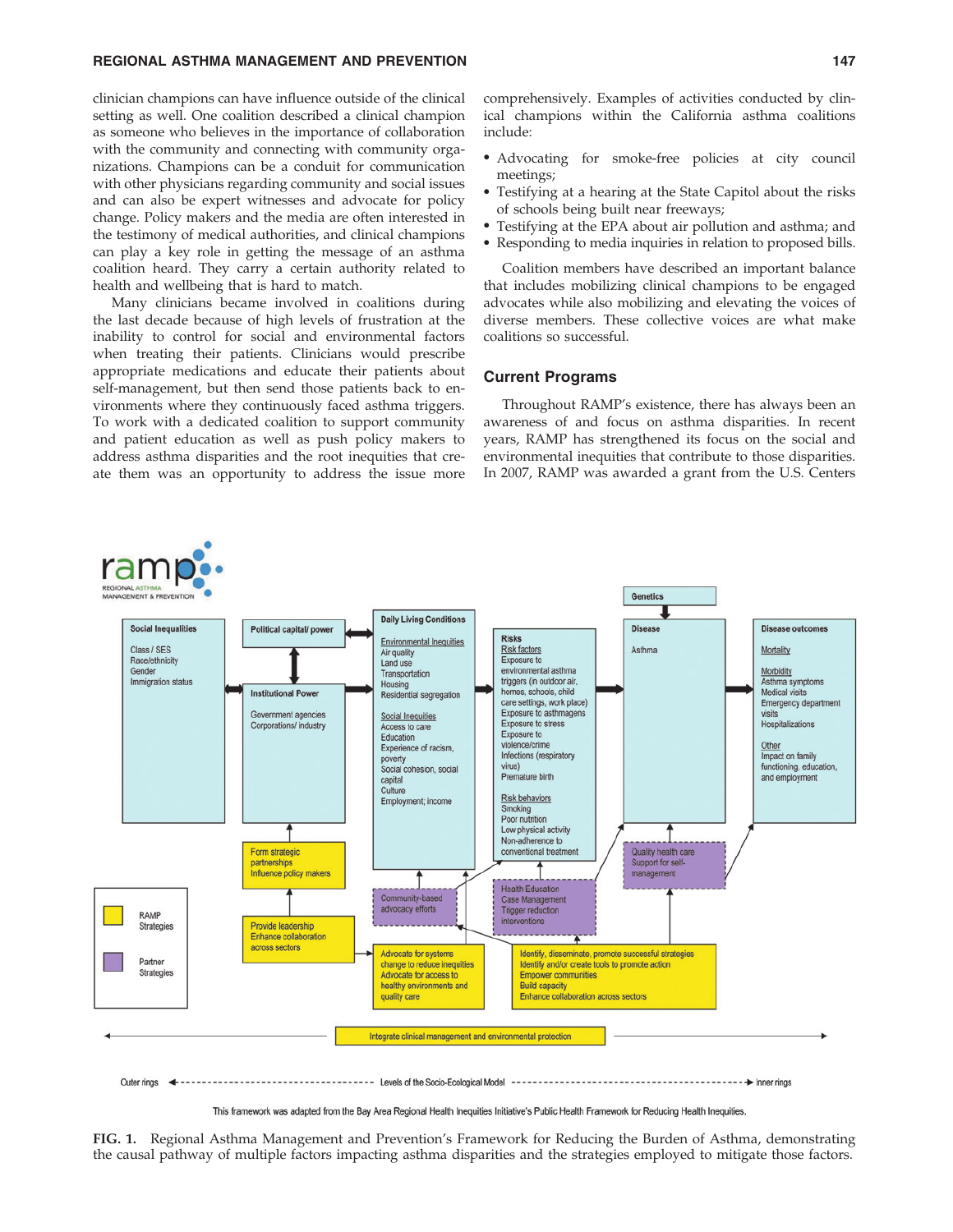clinician champions can have influence outside of the clinical setting as well. One coalition described a clinical champion as someone who believes in the importance of collaboration with the community and connecting with community organizations. Champions can be a conduit for communication with other physicians regarding community and social issues and can also be expert witnesses and advocate for policy change. Policy makers and the media are often interested in the testimony of medical authorities, and clinical champions can play a key role in getting the message of an asthma coalition heard. They carry a certain authority related to health and wellbeing that is hard to match.

Many clinicians became involved in coalitions during the last decade because of high levels of frustration at the inability to control for social and environmental factors when treating their patients. Clinicians would prescribe appropriate medications and educate their patients about self-management, but then send those patients back to environments where they continuously faced asthma triggers. To work with a dedicated coalition to support community and patient education as well as push policy makers to address asthma disparities and the root inequities that create them was an opportunity to address the issue more comprehensively. Examples of activities conducted by clinical champions within the California asthma coalitions include:

- Advocating for smoke-free policies at city council meetings;
- Testifying at a hearing at the State Capitol about the risks of schools being built near freeways;
- Testifying at the EPA about air pollution and asthma; and
- Responding to media inquiries in relation to proposed bills.

Coalition members have described an important balance that includes mobilizing clinical champions to be engaged advocates while also mobilizing and elevating the voices of diverse members. These collective voices are what make coalitions so successful.

## Current Programs

Throughout RAMP's existence, there has always been an awareness of and focus on asthma disparities. In recent years, RAMP has strengthened its focus on the social and environmental inequities that contribute to those disparities. In 2007, RAMP was awarded a grant from the U.S. Centers

**FIG. 1.** Regional Asthma Management and Prevention's Framework for Reducing the Burden of Asthma, demonstrating the causal pathway of multiple factors impacting asthma disparities and the strategies employed to mitigate those factors.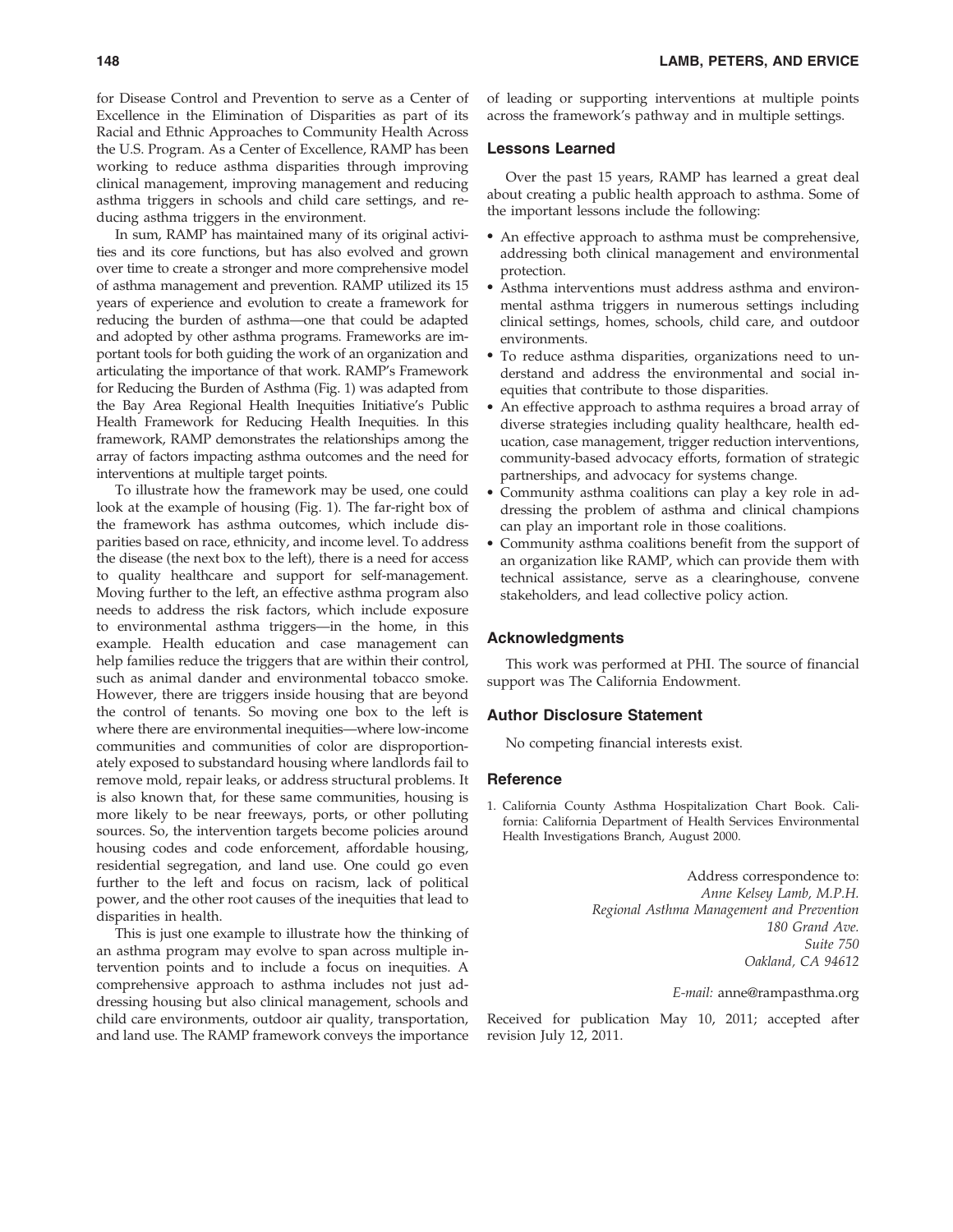for Disease Control and Prevention to serve as a Center of Excellence in the Elimination of Disparities as part of its Racial and Ethnic Approaches to Community Health Across the U.S. Program. As a Center of Excellence, RAMP has been working to reduce asthma disparities through improving clinical management, improving management and reducing asthma triggers in schools and child care settings, and reducing asthma triggers in the environment.

In sum, RAMP has maintained many of its original activities and its core functions, but has also evolved and grown over time to create a stronger and more comprehensive model of asthma management and prevention. RAMP utilized its 15 years of experience and evolution to create a framework for reducing the burden of asthma—one that could be adapted and adopted by other asthma programs. Frameworks are important tools for both guiding the work of an organization and articulating the importance of that work. RAMP's Framework for Reducing the Burden of Asthma (Fig. 1) was adapted from the Bay Area Regional Health Inequities Initiative's Public Health Framework for Reducing Health Inequities. In this framework, RAMP demonstrates the relationships among the array of factors impacting asthma outcomes and the need for interventions at multiple target points.

To illustrate how the framework may be used, one could look at the example of housing (Fig. 1). The far-right box of the framework has asthma outcomes, which include disparities based on race, ethnicity, and income level. To address the disease (the next box to the left), there is a need for access to quality healthcare and support for self-management. Moving further to the left, an effective asthma program also needs to address the risk factors, which include exposure to environmental asthma triggers—in the home, in this example. Health education and case management can help families reduce the triggers that are within their control, such as animal dander and environmental tobacco smoke. However, there are triggers inside housing that are beyond the control of tenants. So moving one box to the left is where there are environmental inequities—where low-income communities and communities of color are disproportionately exposed to substandard housing where landlords fail to remove mold, repair leaks, or address structural problems. It is also known that, for these same communities, housing is more likely to be near freeways, ports, or other polluting sources. So, the intervention targets become policies around housing codes and code enforcement, affordable housing, residential segregation, and land use. One could go even further to the left and focus on racism, lack of political power, and the other root causes of the inequities that lead to disparities in health.

This is just one example to illustrate how the thinking of an asthma program may evolve to span across multiple intervention points and to include a focus on inequities. A comprehensive approach to asthma includes not just addressing housing but also clinical management, schools and child care environments, outdoor air quality, transportation, and land use. The RAMP framework conveys the importance of leading or supporting interventions at multiple points across the framework's pathway and in multiple settings.

## Lessons Learned

Over the past 15 years, RAMP has learned a great deal about creating a public health approach to asthma. Some of the important lessons include the following:

- An effective approach to asthma must be comprehensive, addressing both clinical management and environmental protection.
- Asthma interventions must address asthma and environmental asthma triggers in numerous settings including clinical settings, homes, schools, child care, and outdoor environments.
- To reduce asthma disparities, organizations need to understand and address the environmental and social inequities that contribute to those disparities.
- An effective approach to asthma requires a broad array of diverse strategies including quality healthcare, health education, case management, trigger reduction interventions, community-based advocacy efforts, formation of strategic partnerships, and advocacy for systems change.
- Community asthma coalitions can play a key role in addressing the problem of asthma and clinical champions can play an important role in those coalitions.
- Community asthma coalitions benefit from the support of an organization like RAMP, which can provide them with technical assistance, serve as a clearinghouse, convene stakeholders, and lead collective policy action.

## Acknowledgments

This work was performed at PHI. The source of financial support was The California Endowment.

## Author Disclosure Statement

No competing financial interests exist.

## Reference

1. California County Asthma Hospitalization Chart Book. California: California Department of Health Services Environmental Health Investigations Branch, August 2000.

Address correspondence to:
*Anne Kelsey Lamb, M.P.H.*
*Regional Asthma Management and Prevention*
*180 Grand Ave.*
*Suite 750*
*Oakland, CA 94612*

*E-mail:* anne@rampasthma.org

Received for publication May 10, 2011; accepted after revision July 12, 2011.